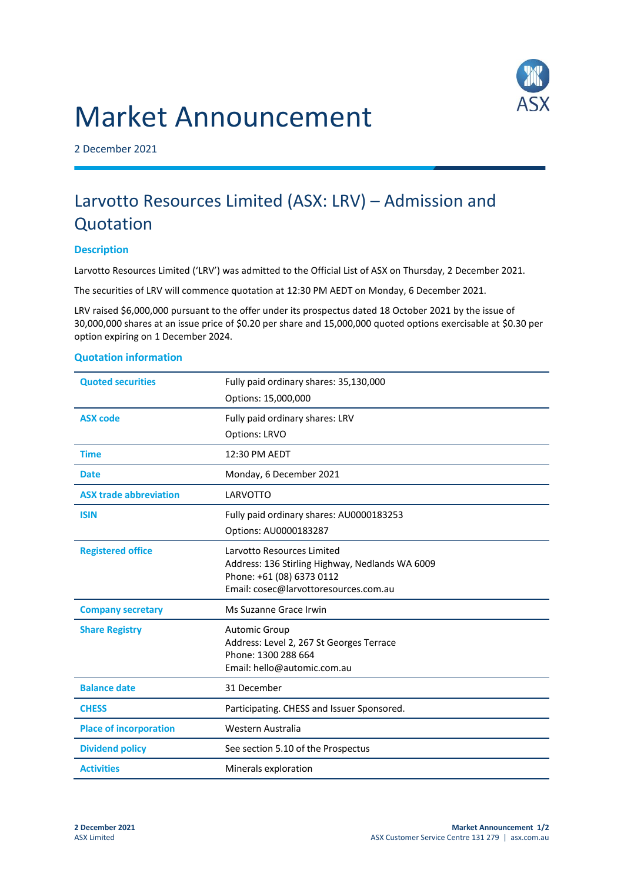# Market Announcement

2 December 2021

## Larvotto Resources Limited (ASX: LRV) – Admission and Quotation

### Description

Larvotto Resources Limited ('LRV') was admitted to the Official List of ASX on Thursday, 2 December 2021.

The securities of LRV will commence quotation at 12:30 PM AEDT on Monday, 6 December 2021.

LRV raised $6,000,000 pursuant to the offer under its prospectus dated 18 October 2021 by the issue of 30,000,000 shares at an issue price of $0.20 per share and 15,000,000 quoted options exercisable at $0.30 per option expiring on 1 December 2024.

### Quotation information

| | |
|---|---|
| **Quoted securities** | Fully paid ordinary shares: 35,130,000<br>Options: 15,000,000 |
| **ASX code** | Fully paid ordinary shares: LRV<br>Options: LRVO |
| **Time** | 12:30 PM AEDT |
| **Date** | Monday, 6 December 2021 |
| **ASX trade abbreviation** | LARVOTTO |
| **ISIN** | Fully paid ordinary shares: AU0000183253<br>Options: AU0000183287 |
| **Registered office** | Larvotto Resources Limited<br>Address: 136 Stirling Highway, Nedlands WA 6009<br>Phone: +61 (08) 6373 0112<br>Email: cosec@larvottoresources.com.au |
| **Company secretary** | Ms Suzanne Grace Irwin |
| **Share Registry** | Automic Group<br>Address: Level 2, 267 St Georges Terrace<br>Phone: 1300 288 664<br>Email: hello@automic.com.au |
| **Balance date** | 31 December |
| **CHESS** | Participating. CHESS and Issuer Sponsored. |
| **Place of incorporation** | Western Australia |
| **Dividend policy** | See section 5.10 of the Prospectus |
| **Activities** | Minerals exploration |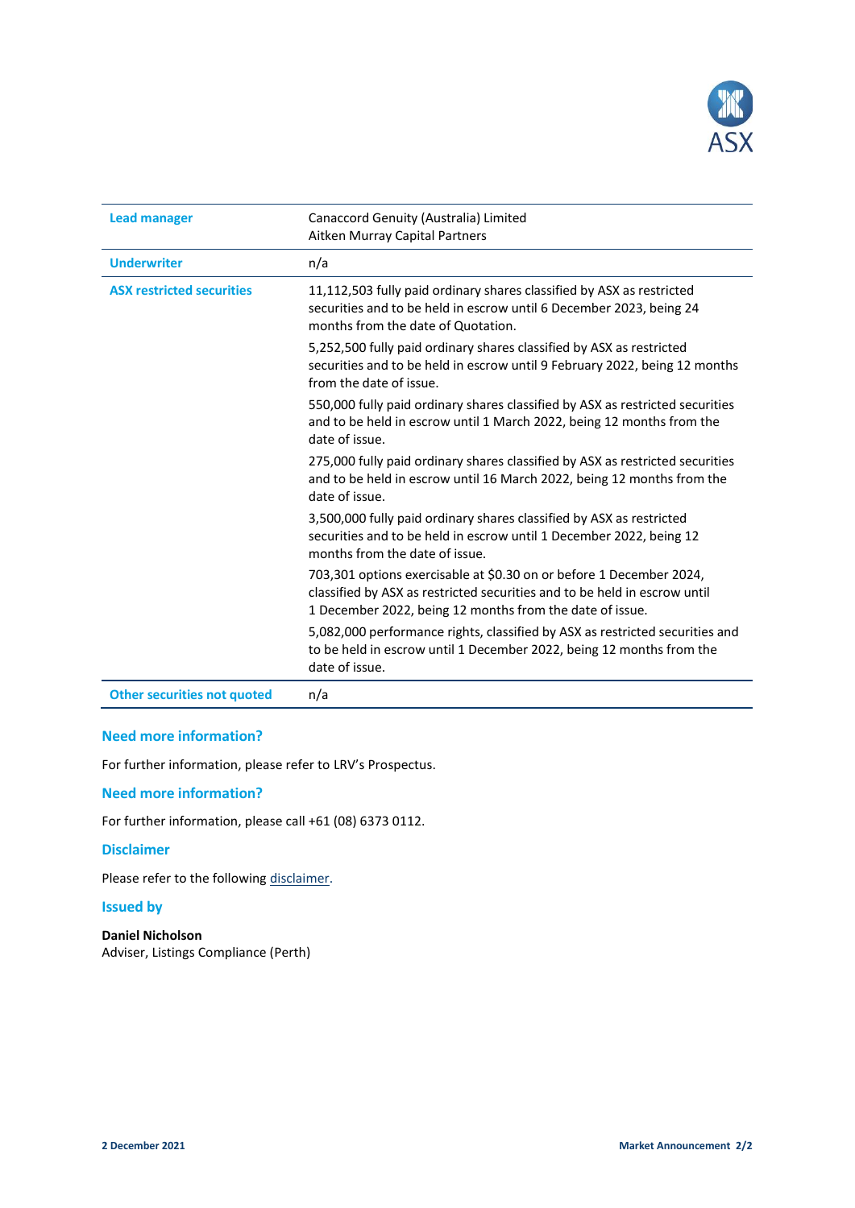| | |
|---|---|
| **Lead manager** | Canaccord Genuity (Australia) Limited<br>Aitken Murray Capital Partners |
| **Underwriter** | n/a |
| **ASX restricted securities** | 11,112,503 fully paid ordinary shares classified by ASX as restricted securities and to be held in escrow until 6 December 2023, being 24 months from the date of Quotation.<br>5,252,500 fully paid ordinary shares classified by ASX as restricted securities and to be held in escrow until 9 February 2022, being 12 months from the date of issue.<br>550,000 fully paid ordinary shares classified by ASX as restricted securities and to be held in escrow until 1 March 2022, being 12 months from the date of issue.<br>275,000 fully paid ordinary shares classified by ASX as restricted securities and to be held in escrow until 16 March 2022, being 12 months from the date of issue.<br>3,500,000 fully paid ordinary shares classified by ASX as restricted securities and to be held in escrow until 1 December 2022, being 12 months from the date of issue.<br>703,301 options exercisable at $0.30 on or before 1 December 2024, classified by ASX as restricted securities and to be held in escrow until 1 December 2022, being 12 months from the date of issue.<br>5,082,000 performance rights, classified by ASX as restricted securities and to be held in escrow until 1 December 2022, being 12 months from the date of issue. |
| **Other securities not quoted** | n/a |

## Need more information?

For further information, please refer to LRV's Prospectus.

## Need more information?

For further information, please call +61 (08) 6373 0112.

## Disclaimer

Please refer to the following disclaimer.

## Issued by

**Daniel Nicholson**
Adviser, Listings Compliance (Perth)

**2 December 2021**